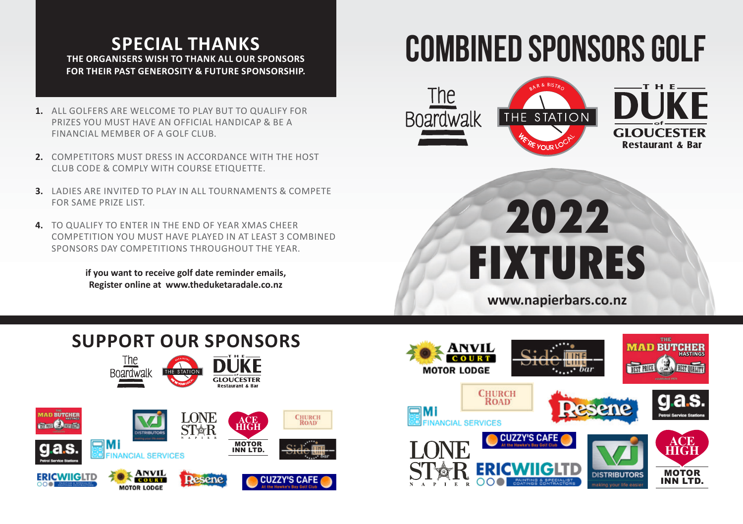## SPECIAL THANKS

**THE ORGANISERS WISH TO THANK ALL OUR SPONSORS FOR THEIR PAST GENEROSITY & FUTURE SPONSORSHIP.**

1. ALL GOLFERS ARE WELCOME TO PLAY BUT TO QUALIFY FOR PRIZES YOU MUST HAVE AN OFFICIAL HANDICAP & BE A FINANCIAL MEMBER OF A GOLF CLUB.
2. COMPETITORS MUST DRESS IN ACCORDANCE WITH THE HOST CLUB CODE & COMPLY WITH COURSE ETIQUETTE.
3. LADIES ARE INVITED TO PLAY IN ALL TOURNAMENTS & COMPETE FOR SAME PRIZE LIST.
4. TO QUALIFY TO ENTER IN THE END OF YEAR XMAS CHEER COMPETITION YOU MUST HAVE PLAYED IN AT LEAST 3 COMBINED SPONSORS DAY COMPETITIONS THROUGHOUT THE YEAR.

**if you want to receive golf date reminder emails, Register online at www.theduketaradale.co.nz**

# COMBINED SPONSORS GOLF

The Boardwalk | THE STATION Bar & Bistro – We're your local | THE DUKE of GLOUCESTER Restaurant & Bar

# 2022 FIXTURES

**www.napierbars.co.nz**

## SUPPORT OUR SPONSORS

The Boardwalk, The Station, The Duke of Gloucester Restaurant & Bar, The Mad Butcher Hastings, VJ Distributors, Lone Star Napier, Ace High Motor Inn Ltd., Church Road, g.a.s. Petrol Service Stations, Mi Financial Services, Sideline bar, Ericwiig Ltd Painting & Specialist Coatings Contractors, Anvil Court Motor Lodge, Resene, Cuzzy's Cafe At the Hawke's Bay Golf Club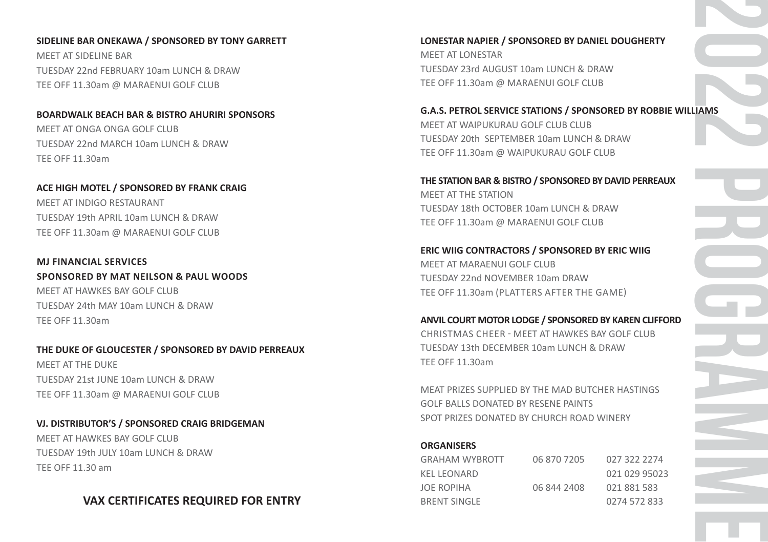# 2022 PROGRAMME

**SIDELINE BAR ONEKAWA / SPONSORED BY TONY GARRETT**
MEET AT SIDELINE BAR
TUESDAY 22nd FEBRUARY 10am LUNCH & DRAW
TEE OFF 11.30am @ MARAENUI GOLF CLUB

**BOARDWALK BEACH BAR & BISTRO AHURIRI SPONSORS**
MEET AT ONGA ONGA GOLF CLUB
TUESDAY 22nd MARCH 10am LUNCH & DRAW
TEE OFF 11.30am

**ACE HIGH MOTEL / SPONSORED BY FRANK CRAIG**
MEET AT INDIGO RESTAURANT
TUESDAY 19th APRIL 10am LUNCH & DRAW
TEE OFF 11.30am @ MARAENUI GOLF CLUB

**MJ FINANCIAL SERVICES**
**SPONSORED BY MAT NEILSON & PAUL WOODS**
MEET AT HAWKES BAY GOLF CLUB
TUESDAY 24th MAY 10am LUNCH & DRAW
TEE OFF 11.30am

**THE DUKE OF GLOUCESTER / SPONSORED BY DAVID PERREAUX**
MEET AT THE DUKE
TUESDAY 21st JUNE 10am LUNCH & DRAW
TEE OFF 11.30am @ MARAENUI GOLF CLUB

**VJ. DISTRIBUTOR'S / SPONSORED CRAIG BRIDGEMAN**
MEET AT HAWKES BAY GOLF CLUB
TUESDAY 19th JULY 10am LUNCH & DRAW
TEE OFF 11.30 am

**VAX CERTIFICATES REQUIRED FOR ENTRY**

**LONESTAR NAPIER / SPONSORED BY DANIEL DOUGHERTY**
MEET AT LONESTAR
TUESDAY 23rd AUGUST 10am LUNCH & DRAW
TEE OFF 11.30am @ MARAENUI GOLF CLUB

**G.A.S. PETROL SERVICE STATIONS / SPONSORED BY ROBBIE WILLIAMS**
MEET AT WAIPUKURAU GOLF CLUB CLUB
TUESDAY 20th SEPTEMBER 10am LUNCH & DRAW
TEE OFF 11.30am @ WAIPUKURAU GOLF CLUB

**THE STATION BAR & BISTRO / SPONSORED BY DAVID PERREAUX**
MEET AT THE STATION
TUESDAY 18th OCTOBER 10am LUNCH & DRAW
TEE OFF 11.30am @ MARAENUI GOLF CLUB

**ERIC WIIG CONTRACTORS / SPONSORED BY ERIC WIIG**
MEET AT MARAENUI GOLF CLUB
TUESDAY 22nd NOVEMBER 10am DRAW
TEE OFF 11.30am (PLATTERS AFTER THE GAME)

**ANVIL COURT MOTOR LODGE / SPONSORED BY KAREN CLIFFORD**
CHRISTMAS CHEER - MEET AT HAWKES BAY GOLF CLUB
TUESDAY 13th DECEMBER 10am LUNCH & DRAW
TEE OFF 11.30am

MEAT PRIZES SUPPLIED BY THE MAD BUTCHER HASTINGS
GOLF BALLS DONATED BY RESENE PAINTS
SPOT PRIZES DONATED BY CHURCH ROAD WINERY

**ORGANISERS**

| | | |
|---|---|---|
| GRAHAM WYBROTT | 06 870 7205 | 027 322 2274 |
| KEL LEONARD | | 021 029 95023 |
| JOE ROPIHA | 06 844 2408 | 021 881 583 |
| BRENT SINGLE | | 0274 572 833 |